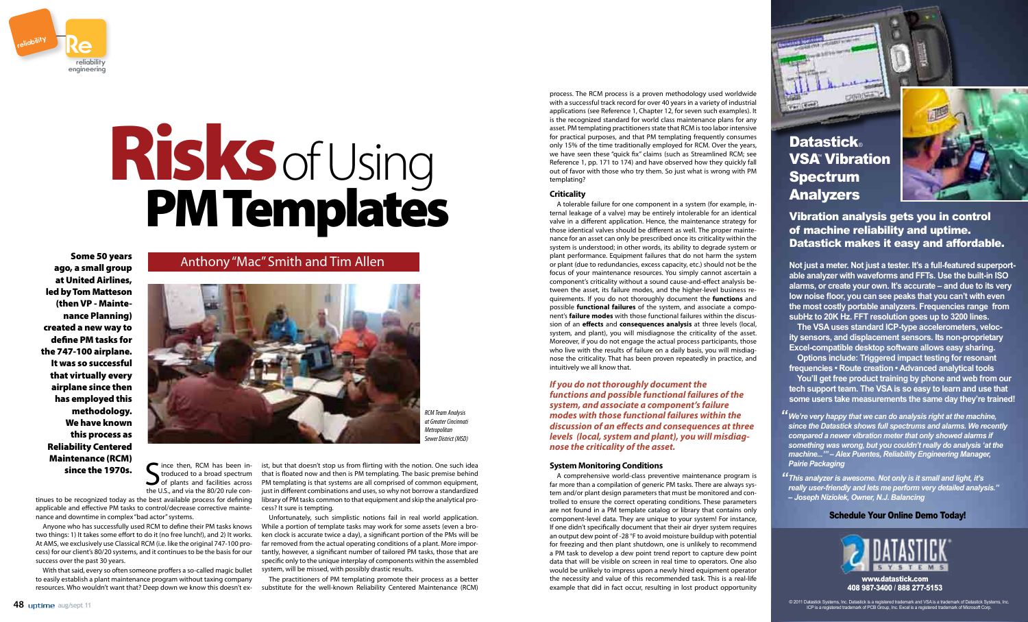# Risks of Using PM Templates

## Anthony "Mac" Smith and Tim Allen

**Some 50 years ago, a small group at United Airlines, led by Tom Matteson (then VP - Maintenance Planning) created a new way to define PM tasks for the 747-100 airplane. It was so successful that virtually every airplane since then has employed this methodology. We have known this process as Reliability Centered Maintenance (RCM) since the 1970s.**

RCM Team Analysis at Greater Cincinnati Metropolitan Sewer District (MSD)

Since then, RCM has been introduced to a broad spectrum of plants and facilities across the U.S., and via the 80/20 rule continues to be recognized today as the best available process for defining applicable and effective PM tasks to control/decrease corrective maintenance and downtime in complex "bad actor" systems.

Anyone who has successfully used RCM to define their PM tasks knows two things: 1) It takes some effort to do it (no free lunch!), and 2) It works. At AMS, we exclusively use Classical RCM (i.e. like the original 747-100 process) for our client's 80/20 systems, and it continues to be the basis for our success over the past 30 years.

With that said, every so often someone proffers a so-called magic bullet to easily establish a plant maintenance program without taxing company resources. Who wouldn't want that? Deep down we know this doesn't exist, but that doesn't stop us from flirting with the notion. One such idea that is floated now and then is PM templating. The basic premise behind PM templating is that systems are all comprised of common equipment, just in different combinations and uses, so why not borrow a standardized library of PM tasks common to that equipment and skip the analytical process? It sure is tempting.

Unfortunately, such simplistic notions fail in real world application. While a portion of template tasks may work for some assets (even a broken clock is accurate twice a day), a significant portion of the PMs will be far removed from the actual operating conditions of a plant. More importantly, however, a significant number of tailored PM tasks, those that are specific only to the unique interplay of components within the assembled system, will be missed, with possibly drastic results.

The practitioners of PM templating promote their process as a better substitute for the well-known Reliability Centered Maintenance (RCM) process. The RCM process is a proven methodology used worldwide with a successful track record for over 40 years in a variety of industrial applications (see Reference 1, Chapter 12, for seven such examples). It is the recognized standard for world class maintenance plans for any asset. PM templating practitioners state that RCM is too labor intensive for practical purposes, and that PM templating frequently consumes only 15% of the time traditionally employed for RCM. Over the years, we have seen these "quick fix" claims (such as Streamlined RCM; see Reference 1, pp. 171 to 174) and have observed how they quickly fall out of favor with those who try them. So just what is wrong with PM templating?

### Criticality

A tolerable failure for one component in a system (for example, internal leakage of a valve) may be entirely intolerable for an identical valve in a different application. Hence, the maintenance strategy for those identical valves should be different as well. The proper maintenance for an asset can only be prescribed once its criticality within the system is understood; in other words, its ability to degrade system or plant performance. Equipment failures that do not harm the system or plant (due to redundancies, excess capacity, etc.) should not be the focus of your maintenance resources. You simply cannot ascertain a component's criticality without a sound cause-and-effect analysis between the asset, its failure modes, and the higher-level business requirements. If you do not thoroughly document the **functions** and possible **functional failures** of the system, and associate a component's **failure modes** with those functional failures within the discussion of an **effects** and **consequences analysis** at three levels (local, system, and plant), you will misdiagnose the criticality of the asset. Moreover, if you do not engage the actual process participants, those who live with the results of failure on a daily basis, you will misdiagnose the criticality. That has been proven repeatedly in practice, and intuitively we all know that.

***If you do not thoroughly document the functions and possible functional failures of the system, and associate a component's failure modes with those functional failures within the discussion of an effects and consequences at three levels (local, system and plant), you will misdiagnose the criticality of the asset.***

### System Monitoring Conditions

A comprehensive world-class preventive maintenance program is far more than a compilation of generic PM tasks. There are always system and/or plant design parameters that must be monitored and controlled to ensure the correct operating conditions. These parameters are not found in a PM template catalog or library that contains only component-level data. They are unique to your system! For instance, if one didn't specifically document that their air dryer system requires an output dew point of -28 °F to avoid moisture buildup with potential for freezing and then plant shutdown, one is unlikely to recommend a PM task to develop a dew point trend report to capture dew point data that will be visible on screen in real time to operators. One also would be unlikely to impress upon a newly hired equipment operator the necessity and value of this recommended task. This is a real-life example that did in fact occur, resulting in lost product opportunity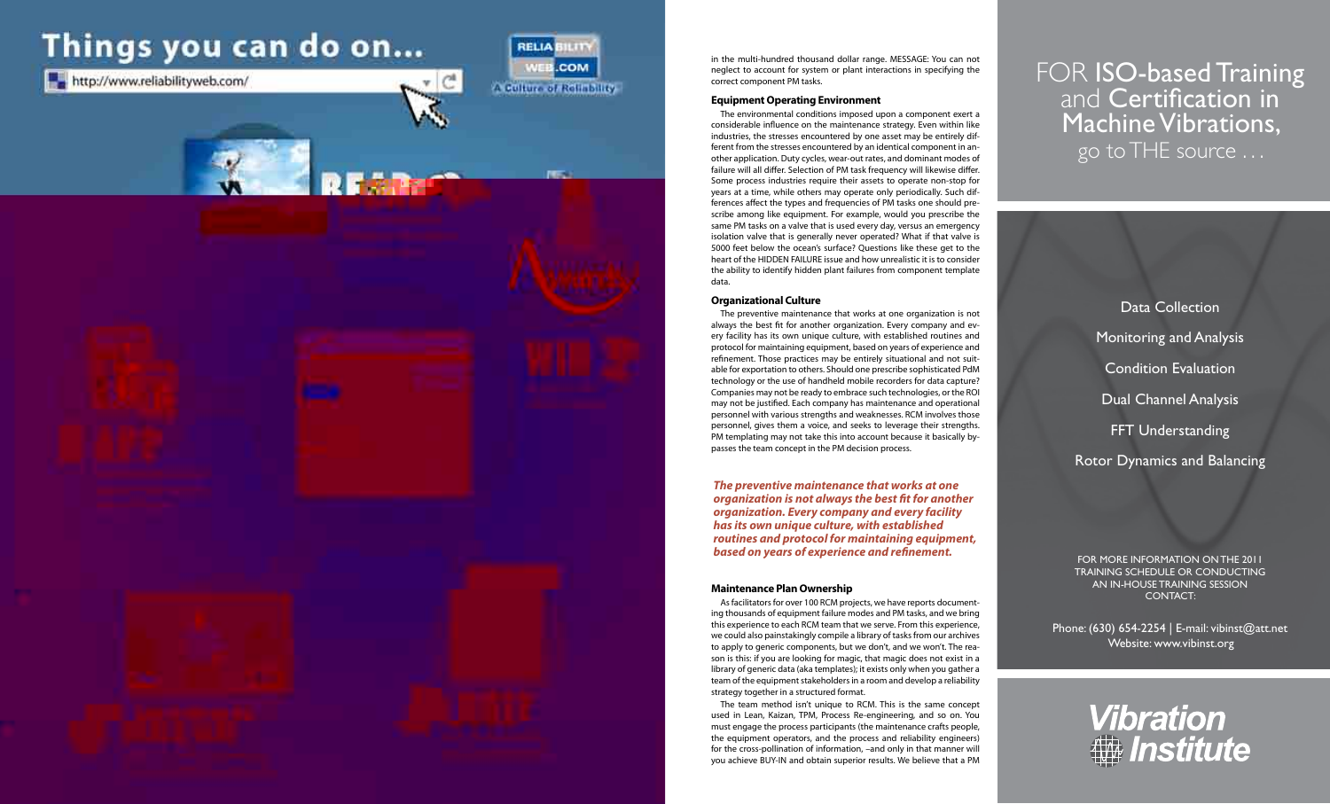in the multi-hundred thousand dollar range. MESSAGE: You can not neglect to account for system or plant interactions in specifying the correct component PM tasks.

### Equipment Operating Environment

The environmental conditions imposed upon a component exert a considerable influence on the maintenance strategy. Even within like industries, the stresses encountered by one asset may be entirely different from the stresses encountered by an identical component in another application. Duty cycles, wear-out rates, and dominant modes of failure will all differ. Selection of PM task frequency will likewise differ. Some process industries require their assets to operate non-stop for years at a time, while others may operate only periodically. Such differences affect the types and frequencies of PM tasks one should prescribe among like equipment. For example, would you prescribe the same PM tasks on a valve that is used every day, versus an emergency isolation valve that is generally never operated? What if that valve is 5000 feet below the ocean's surface? Questions like these get to the heart of the HIDDEN FAILURE issue and how unrealistic it is to consider the ability to identify hidden plant failures from component template data.

### Organizational Culture

The preventive maintenance that works at one organization is not always the best fit for another organization. Every company and every facility has its own unique culture, with established routines and protocol for maintaining equipment, based on years of experience and refinement. Those practices may be entirely situational and not suitable for exportation to others. Should one prescribe sophisticated PdM technology or the use of handheld mobile recorders for data capture? Companies may not be ready to embrace such technologies, or the ROI may not be justified. Each company has maintenance and operational personnel with various strengths and weaknesses. RCM involves those personnel, gives them a voice, and seeks to leverage their strengths. PM templating may not take this into account because it basically bypasses the team concept in the PM decision process.

***The preventive maintenance that works at one organization is not always the best fit for another organization. Every company and every facility has its own unique culture, with established routines and protocol for maintaining equipment, based on years of experience and refinement.***

### Maintenance Plan Ownership

As facilitators for over 100 RCM projects, we have reports documenting thousands of equipment failure modes and PM tasks, and we bring this experience to each RCM team that we serve. From this experience, we could also painstakingly compile a library of tasks from our archives to apply to generic components, but we don't, and we won't. The reason is this: if you are looking for magic, that magic does not exist in a library of generic data (aka templates); it exists only when you gather a team of the equipment stakeholders in a room and develop a reliability strategy together in a structured format.

The team method isn't unique to RCM. This is the same concept used in Lean, Kaizen, TPM, Process Re-engineering, and so on. You must engage the process participants (the maintenance crafts people, the equipment operators, and the process and reliability engineers) for the cross-pollination of information, –and only in that manner will you achieve BUY-IN and obtain superior results. We believe that a PM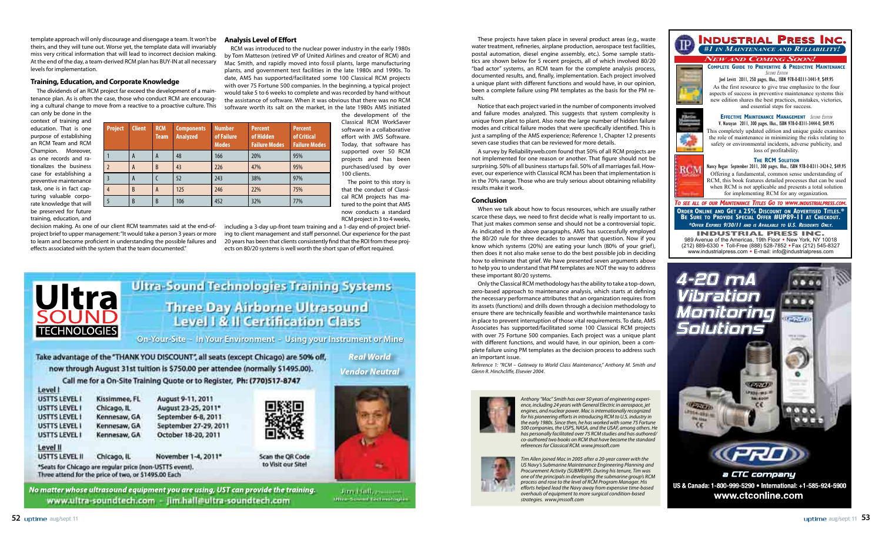template approach will only discourage and disengage a team. It won't be theirs, and they will tune out. Worse yet, the template data will invariably miss very critical information that will lead to incorrect decision making. At the end of the day, a team-derived RCM plan has BUY-IN at all necessary levels for implementation.

### Training, Education, and Corporate Knowledge

The dividends of an RCM project far exceed the development of a maintenance plan. As is often the case, those who conduct RCM are encouraging a cultural change to move from a reactive to a proactive culture. This can only be done in the context of training and education. That is one purpose of establishing an RCM Team and RCM Champion. Moreover, as one records and rationalizes the business case for establishing a preventive maintenance task, one is in fact capturing valuable corporate knowledge that will be preserved for future training, education, and decision making. As one of our client RCM teammates said at the end-of-project brief to upper management: "It would take a person 3 years or more to learn and become proficient in understanding the possible failures and effects associated with the system that the team documented."

| Project | Client | RCM Team | Components Analyzed | Number of Failure Modes | Percent of Hidden Failure Modes | Percent of Critical Failure Modes |
|---|---|---|---|---|---|---|
| 1 | A | A | 48 | 166 | 20% | 95% |
| 2 | A | B | 43 | 226 | 47% | 95% |
| 3 | A | C | 52 | 243 | 38% | 97% |
| 4 | B | A | 125 | 246 | 22% | 75% |
| 5 | B | B | 106 | 452 | 32% | 77% |

### Analysis Level of Effort

RCM was introduced to the nuclear power industry in the early 1980s by Tom Matteson (retired VP of United Airlines and creator of RCM) and Mac Smith, and rapidly moved into fossil plants, large manufacturing plants, and government test facilities in the late 1980s and 1990s. To date, AMS has supported/facilitated some 100 Classical RCM projects with over 75 Fortune 500 companies. In the beginning, a typical project would take 5 to 6 weeks to complete and was recorded by hand without the assistance of software. When it was obvious that there was no RCM software worth its salt on the market, in the late 1980s AMS initiated the development of the Classical RCM WorkSaver software in a collaborative effort with JMS Software. Today, that software has supported over 50 RCM projects and has been purchased/used by over 100 clients.

The point to this story is that the conduct of Classical RCM projects has matured to the point that AMS now conducts a standard RCM project in 3 to 4 weeks, including a 3-day up-front team training and a 1-day end-of-project briefing to client management and staff personnel. Our experience for the past 20 years has been that clients consistently find that the ROI from these projects on 80/20 systems is well worth the short span of effort required.

These projects have taken place in several product areas (e.g., waste water treatment, refineries, airplane production, aerospace test facilities, postal automation, diesel engine assembly, etc.). Some sample statistics are shown below for 5 recent projects, all of which involved 80/20 "bad actor" systems, an RCM team for the complete analysis process, documented results, and, finally, implementation. Each project involved a unique plant with different functions and would have, in our opinion, been a complete failure using PM templates as the basis for the PM results.

Notice that each project varied in the number of components involved and failure modes analyzed. This suggests that system complexity is unique from plant to plant. Also note the large number of hidden failure modes and critical failure modes that were specifically identified. This is just a sampling of the AMS experience; Reference 1, Chapter 12 presents seven case studies that can be reviewed for more details.

A survey by Reliabilityweb.com found that 50% of all RCM projects are not implemented for one reason or another. That figure should not be surprising. 50% of all business startups fail. 50% of all marriages fail. However, our experience with Classical RCM has been that implementation is in the 70% range. Those who are truly serious about obtaining reliability results make it work.

### Conclusion

When we talk about how to focus resources, which are usually rather scarce these days, we need to first decide what is really important to us. That just makes common sense and should not be a controversial topic. As indicated in the above paragraphs, AMS has successfully employed the 80/20 rule for three decades to answer that question. Now if you know which systems (20%) are eating your lunch (80% of your grief), then does it not also make sense to do the best possible job in deciding how to eliminate that grief. We have presented seven arguments above to help you to understand that PM templates are NOT the way to address these important 80/20 systems.

Only the Classical RCM methodology has the ability to take a top-down, zero-based approach to maintenance analysis, which starts at defining the necessary performance attributes that an organization requires from its assets (functions) and drills down through a decision methodology to ensure there are technically feasible and worthwhile maintenance tasks in place to prevent interruption of those vital requirements. To date, AMS Associates has supported/facilitated some 100 Classical RCM projects with over 75 Fortune 500 companies. Each project was a unique plant with different functions, and would have, in our opinion, been a complete failure using PM templates as the decision process to address such an important issue.

*Reference 1: "RCM – Gateway to World Class Maintenance," Anthony M. Smith and Glenn R. Hinchcliffe, Elsevier 2004.*

*Anthony "Mac" Smith has over 50 years of engineering experience, including 24 years with General Electric in aerospace, jet engines, and nuclear power. Mac is internationally recognized for his pioneering efforts in introducing RCM to U.S. industry in the early 1980s. Since then, he has worked with some 75 Fortune 500 companies, the USPS, NASA, and the USAF, among others. He has personally facilitated over 75 RCM studies and has authored/co-authored two books on RCM that have become the standard references for Classical RCM. www.jmssoft.com*

*Tim Allen joined Mac in 2005 after a 20-year career with the US Navy's Submarine Maintenance Engineering Planning and Procurement Activity (SUBMEPP). During his tenure, Tim was one of the principals in developing the submarine group's RCM process and rose to the level of RCM Program Manager. His efforts helped lead the Navy away from expensive time-based overhauls of equipment to more surgical condition-based strategies. www.jmssoft.com*